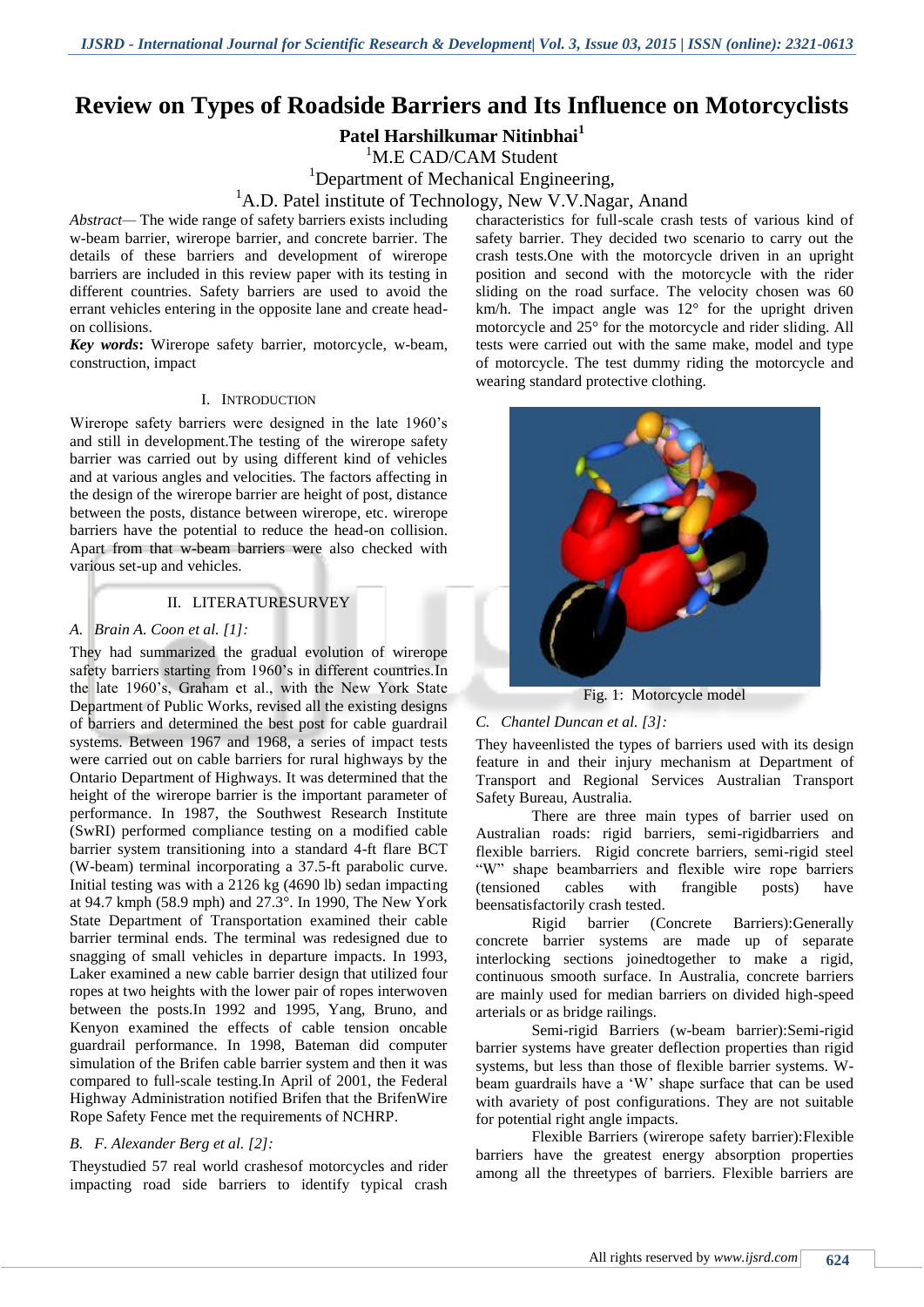# Review on Types of Roadside Barriers and Its Influence on Motorcyclists

**Patel Harshilkumar Nitinbhai**[1]

[1]M.E CAD/CAM Student

[1]Department of Mechanical Engineering,

[1]A.D. Patel institute of Technology, New V.V.Nagar, Anand

*Abstract*— The wide range of safety barriers exists including w-beam barrier, wirerope barrier, and concrete barrier. The details of these barriers and development of wirerope barriers are included in this review paper with its testing in different countries. Safety barriers are used to avoid the errant vehicles entering in the opposite lane and create head-on collisions.

***Key words*:** Wirerope safety barrier, motorcycle, w-beam, construction, impact

## I. INTRODUCTION

Wirerope safety barriers were designed in the late 1960's and still in development.The testing of the wirerope safety barrier was carried out by using different kind of vehicles and at various angles and velocities. The factors affecting in the design of the wirerope barrier are height of post, distance between the posts, distance between wirerope, etc. wirerope barriers have the potential to reduce the head-on collision. Apart from that w-beam barriers were also checked with various set-up and vehicles.

## II. LITERATURESURVEY

### *A. Brain A. Coon et al. [1]:*

They had summarized the gradual evolution of wirerope safety barriers starting from 1960's in different countries.In the late 1960's, Graham et al., with the New York State Department of Public Works, revised all the existing designs of barriers and determined the best post for cable guardrail systems. Between 1967 and 1968, a series of impact tests were carried out on cable barriers for rural highways by the Ontario Department of Highways. It was determined that the height of the wirerope barrier is the important parameter of performance. In 1987, the Southwest Research Institute (SwRI) performed compliance testing on a modified cable barrier system transitioning into a standard 4-ft flare BCT (W-beam) terminal incorporating a 37.5-ft parabolic curve. Initial testing was with a 2126 kg (4690 lb) sedan impacting at 94.7 kmph (58.9 mph) and 27.3°. In 1990, The New York State Department of Transportation examined their cable barrier terminal ends. The terminal was redesigned due to snagging of small vehicles in departure impacts. In 1993, Laker examined a new cable barrier design that utilized four ropes at two heights with the lower pair of ropes interwoven between the posts.In 1992 and 1995, Yang, Bruno, and Kenyon examined the effects of cable tension oncable guardrail performance. In 1998, Bateman did computer simulation of the Brifen cable barrier system and then it was compared to full-scale testing.In April of 2001, the Federal Highway Administration notified Brifen that the BrifenWire Rope Safety Fence met the requirements of NCHRP.

### *B. F. Alexander Berg et al. [2]:*

Theystudied 57 real world crashesof motorcycles and rider impacting road side barriers to identify typical crash characteristics for full-scale crash tests of various kind of safety barrier. They decided two scenario to carry out the crash tests.One with the motorcycle driven in an upright position and second with the motorcycle with the rider sliding on the road surface. The velocity chosen was 60 km/h. The impact angle was 12° for the upright driven motorcycle and 25° for the motorcycle and rider sliding. All tests were carried out with the same make, model and type of motorcycle. The test dummy riding the motorcycle and wearing standard protective clothing.

Fig. 1: Motorcycle model

### *C. Chantel Duncan et al. [3]:*

They haveenlisted the types of barriers used with its design feature in and their injury mechanism at Department of Transport and Regional Services Australian Transport Safety Bureau, Australia.

There are three main types of barrier used on Australian roads: rigid barriers, semi-rigidbarriers and flexible barriers. Rigid concrete barriers, semi-rigid steel "W" shape beambarriers and flexible wire rope barriers (tensioned cables with frangible posts) have beensatisfactorily crash tested.

Rigid barrier (Concrete Barriers):Generally concrete barrier systems are made up of separate interlocking sections joinedtogether to make a rigid, continuous smooth surface. In Australia, concrete barriers are mainly used for median barriers on divided high-speed arterials or as bridge railings.

Semi-rigid Barriers (w-beam barrier):Semi-rigid barrier systems have greater deflection properties than rigid systems, but less than those of flexible barrier systems. W-beam guardrails have a 'W' shape surface that can be used with avariety of post configurations. They are not suitable for potential right angle impacts.

Flexible Barriers (wirerope safety barrier):Flexible barriers have the greatest energy absorption properties among all the threetypes of barriers. Flexible barriers are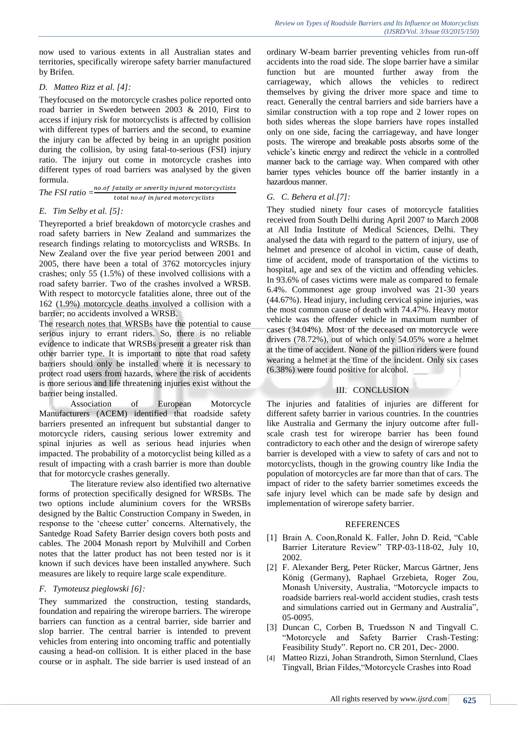now used to various extents in all Australian states and territories, specifically wirerope safety barrier manufactured by Brifen.

### D. *Matteo Rizz et al. [4]:*

Theyfocused on the motorcycle crashes police reported onto road barrier in Sweden between 2003 & 2010, First to access if injury risk for motorcyclists is affected by collision with different types of barriers and the second, to examine the injury can be affected by being in an upright position during the collision, by using fatal-to-serious (FSI) injury ratio. The injury out come in motorcycle crashes into different types of road barriers was analysed by the given formula.

$$\text{The FSI ratio} = \frac{no.of\ fatally\ or\ severlly\ injured\ motorcyclists}{total\ no.of\ injured\ motorcyclists}$$

### E. *Tim Selby et al. [5]:*

Theyreported a brief breakdown of motorcycle crashes and road safety barriers in New Zealand and summarizes the research findings relating to motorcyclists and WRSBs. In New Zealand over the five year period between 2001 and 2005, there have been a total of 3762 motorcycles injury crashes; only 55 (1.5%) of these involved collisions with a road safety barrier. Two of the crashes involved a WRSB. With respect to motorcycle fatalities alone, three out of the 162 (1.9%) motorcycle deaths involved a collision with a barrier; no accidents involved a WRSB.

The research notes that WRSBs have the potential to cause serious injury to errant riders. So, there is no reliable evidence to indicate that WRSBs present a greater risk than other barrier type. It is important to note that road safety barriers should only be installed where it is necessary to protect road users from hazards, where the risk of accidents is more serious and life threatening injuries exist without the barrier being installed.

Association of European Motorcycle Manufacturers (ACEM) identified that roadside safety barriers presented an infrequent but substantial danger to motorcycle riders, causing serious lower extremity and spinal injuries as well as serious head injuries when impacted. The probability of a motorcyclist being killed as a result of impacting with a crash barrier is more than double that for motorcycle crashes generally.

The literature review also identified two alternative forms of protection specifically designed for WRSBs. The two options include aluminium covers for the WRSBs designed by the Baltic Construction Company in Sweden, in response to the 'cheese cutter' concerns. Alternatively, the Santedge Road Safety Barrier design covers both posts and cables. The 2004 Monash report by Mulvihill and Corben notes that the latter product has not been tested nor is it known if such devices have been installed anywhere. Such measures are likely to require large scale expenditure.

### F. *Tymoteusz pieglowski [6]:*

They summarized the construction, testing standards, foundation and repairing the wirerope barriers. The wirerope barriers can function as a central barrier, side barrier and slop barrier. The central barrier is intended to prevent vehicles from entering into oncoming traffic and potentially causing a head-on collision. It is either placed in the base course or in asphalt. The side barrier is used instead of an ordinary W-beam barrier preventing vehicles from run-off accidents into the road side. The slope barrier have a similar function but are mounted further away from the carriageway, which allows the vehicles to redirect themselves by giving the driver more space and time to react. Generally the central barriers and side barriers have a similar construction with a top rope and 2 lower ropes on both sides whereas the slope barriers have ropes installed only on one side, facing the carriageway, and have longer posts. The wirerope and breakable posts absorbs some of the vehicle's kinetic energy and redirect the vehicle in a controlled manner back to the carriage way. When compared with other barrier types vehicles bounce off the barrier instantly in a hazardous manner.

### G. *C. Behera et al.[7]:*

They studied ninety four cases of motorcycle fatalities received from South Delhi during April 2007 to March 2008 at All India Institute of Medical Sciences, Delhi. They analysed the data with regard to the pattern of injury, use of helmet and presence of alcohol in victim, cause of death, time of accident, mode of transportation of the victims to hospital, age and sex of the victim and offending vehicles. In 93.6% of cases victims were male as compared to female 6.4%. Commonest age group involved was 21-30 years (44.67%). Head injury, including cervical spine injuries, was the most common cause of death with 74.47%. Heavy motor vehicle was the offender vehicle in maximum number of cases (34.04%). Most of the deceased on motorcycle were drivers (78.72%), out of which only 54.05% wore a helmet at the time of accident. None of the pillion riders were found wearing a helmet at the time of the incident. Only six cases (6.38%) were found positive for alcohol.

## III. CONCLUSION

The injuries and fatalities of injuries are different for different safety barrier in various countries. In the countries like Australia and Germany the injury outcome after full-scale crash test for wirerope barrier has been found contradictory to each other and the design of wirerope safety barrier is developed with a view to safety of cars and not to motorcyclists, though in the growing country like India the population of motorcycles are far more than that of cars. The impact of rider to the safety barrier sometimes exceeds the safe injury level which can be made safe by design and implementation of wirerope safety barrier.

## REFERENCES

[1] Brain A. Coon,Ronald K. Faller, John D. Reid, "Cable Barrier Literature Review" TRP-03-118-02, July 10, 2002.

[2] F. Alexander Berg, Peter Rücker, Marcus Gärtner, Jens König (Germany), Raphael Grzebieta, Roger Zou, Monash University, Australia, "Motorcycle impacts to roadside barriers real-world accident studies, crash tests and simulations carried out in Germany and Australia", 05-0095.

[3] Duncan C, Corben B, Truedsson N and Tingvall C. "Motorcycle and Safety Barrier Crash-Testing: Feasibility Study". Report no. CR 201, Dec- 2000.

[4] Matteo Rizzi, Johan Strandroth, Simon Sternlund, Claes Tingvall, Brian Fildes,"Motorcycle Crashes into Road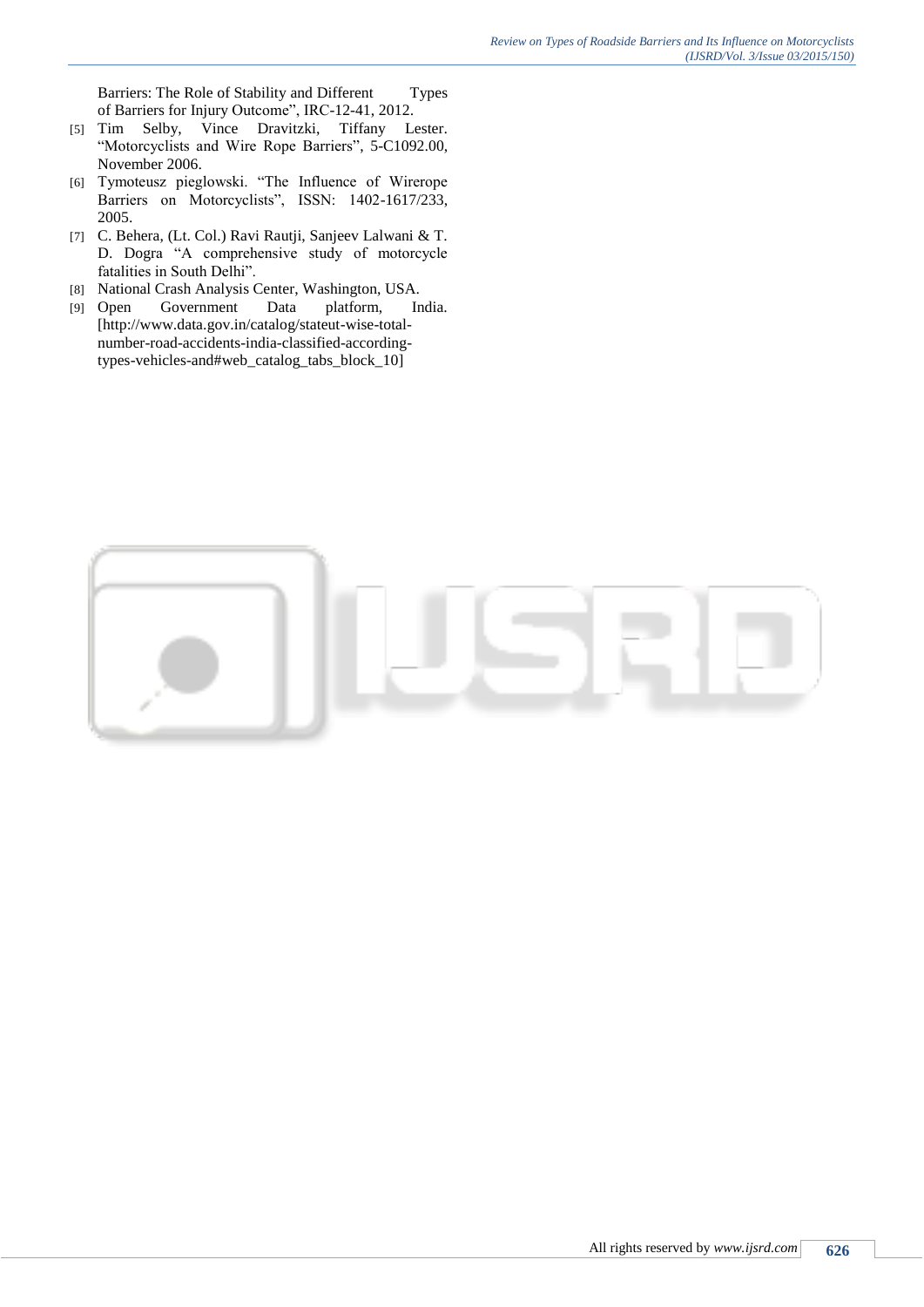Barriers: The Role of Stability and Different Types of Barriers for Injury Outcome", IRC-12-41, 2012.

[5] Tim Selby, Vince Dravitzki, Tiffany Lester. "Motorcyclists and Wire Rope Barriers", 5-C1092.00, November 2006.

[6] Tymoteusz pieglowski. "The Influence of Wirerope Barriers on Motorcyclists", ISSN: 1402-1617/233, 2005.

[7] C. Behera, (Lt. Col.) Ravi Rautji, Sanjeev Lalwani & T. D. Dogra "A comprehensive study of motorcycle fatalities in South Delhi".

[8] National Crash Analysis Center, Washington, USA.

[9] Open Government Data platform, India. [http://www.data.gov.in/catalog/stateut-wise-total-number-road-accidents-india-classified-according-types-vehicles-and#web_catalog_tabs_block_10]